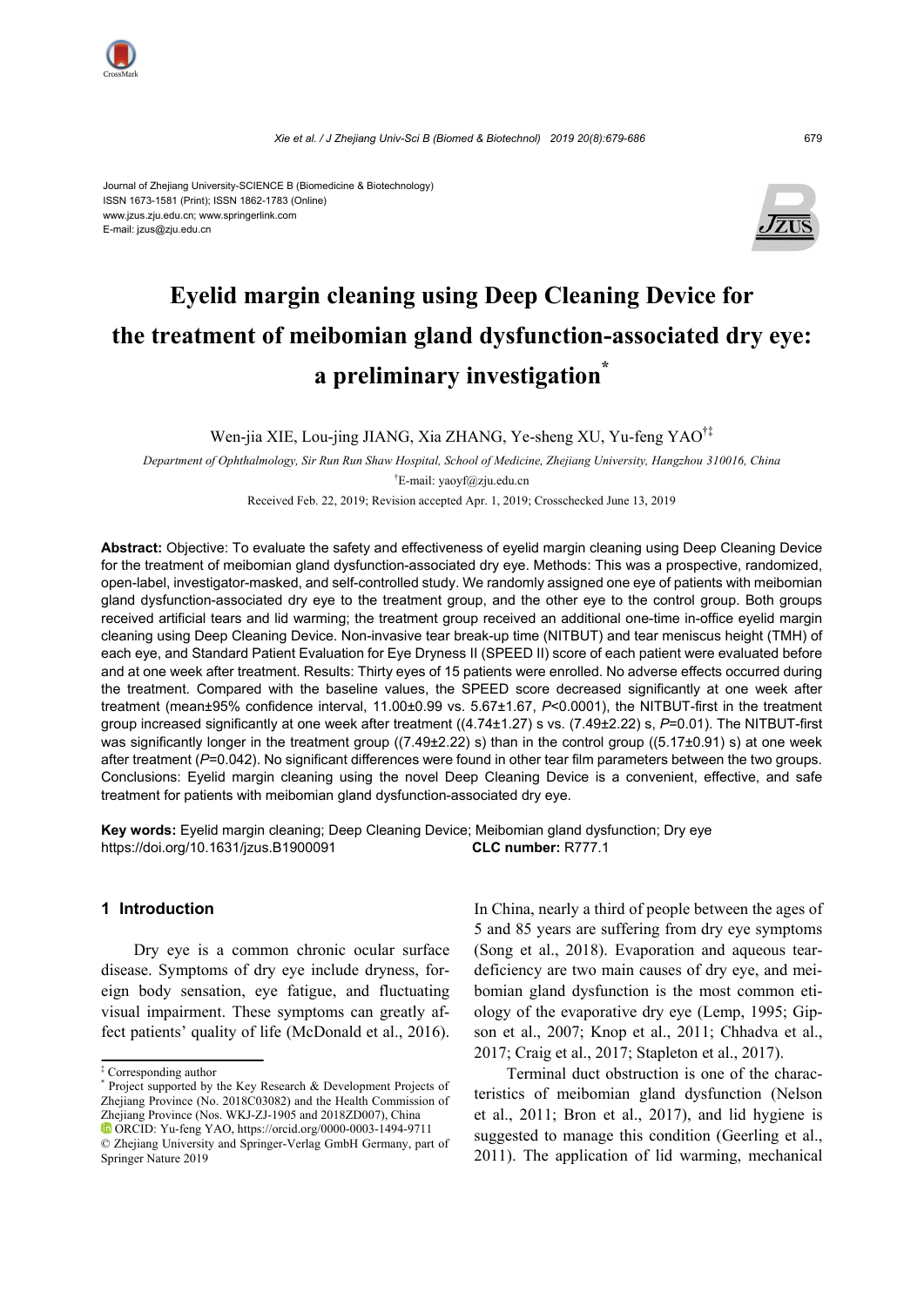Journal of Zhejiang University-SCIENCE B (Biomedicine & Biotechnology)
ISSN 1673-1581 (Print); ISSN 1862-1783 (Online)
www.jzus.zju.edu.cn; www.springerlink.com
E-mail: jzus@zju.edu.cn

# Eyelid margin cleaning using Deep Cleaning Device for the treatment of meibomian gland dysfunction-associated dry eye: a preliminary investigation*

Wen-jia XIE, Lou-jing JIANG, Xia ZHANG, Ye-sheng XU, Yu-feng YAO†‡

*Department of Ophthalmology, Sir Run Run Shaw Hospital, School of Medicine, Zhejiang University, Hangzhou 310016, China*

†E-mail: yaoyf@zju.edu.cn

Received Feb. 22, 2019; Revision accepted Apr. 1, 2019; Crosschecked June 13, 2019

**Abstract:** Objective: To evaluate the safety and effectiveness of eyelid margin cleaning using Deep Cleaning Device for the treatment of meibomian gland dysfunction-associated dry eye. Methods: This was a prospective, randomized, open-label, investigator-masked, and self-controlled study. We randomly assigned one eye of patients with meibomian gland dysfunction-associated dry eye to the treatment group, and the other eye to the control group. Both groups received artificial tears and lid warming; the treatment group received an additional one-time in-office eyelid margin cleaning using Deep Cleaning Device. Non-invasive tear break-up time (NITBUT) and tear meniscus height (TMH) of each eye, and Standard Patient Evaluation for Eye Dryness II (SPEED II) score of each patient were evaluated before and at one week after treatment. Results: Thirty eyes of 15 patients were enrolled. No adverse effects occurred during the treatment. Compared with the baseline values, the SPEED score decreased significantly at one week after treatment (mean±95% confidence interval, 11.00±0.99 vs. 5.67±1.67, $P<0.0001$), the NITBUT-first in the treatment group increased significantly at one week after treatment ((4.74±1.27) s vs. (7.49±2.22) s, $P=0.01$). The NITBUT-first was significantly longer in the treatment group ((7.49±2.22) s) than in the control group ((5.17±0.91) s) at one week after treatment ($P=0.042$). No significant differences were found in other tear film parameters between the two groups. Conclusions: Eyelid margin cleaning using the novel Deep Cleaning Device is a convenient, effective, and safe treatment for patients with meibomian gland dysfunction-associated dry eye.

**Key words:** Eyelid margin cleaning; Deep Cleaning Device; Meibomian gland dysfunction; Dry eye
https://doi.org/10.1631/jzus.B1900091 **CLC number:** R777.1

## 1 Introduction

Dry eye is a common chronic ocular surface disease. Symptoms of dry eye include dryness, foreign body sensation, eye fatigue, and fluctuating visual impairment. These symptoms can greatly affect patients' quality of life (McDonald et al., 2016). In China, nearly a third of people between the ages of 5 and 85 years are suffering from dry eye symptoms (Song et al., 2018). Evaporation and aqueous tear-deficiency are two main causes of dry eye, and meibomian gland dysfunction is the most common etiology of the evaporative dry eye (Lemp, 1995; Gipson et al., 2007; Knop et al., 2011; Chhadva et al., 2017; Craig et al., 2017; Stapleton et al., 2017).

Terminal duct obstruction is one of the characteristics of meibomian gland dysfunction (Nelson et al., 2011; Bron et al., 2017), and lid hygiene is suggested to manage this condition (Geerling et al., 2011). The application of lid warming, mechanical

‡ Corresponding author
\* Project supported by the Key Research & Development Projects of Zhejiang Province (No. 2018C03082) and the Health Commission of Zhejiang Province (Nos. WKJ-ZJ-1905 and 2018ZD007), China
ORCID: Yu-feng YAO, https://orcid.org/0000-0003-1494-9711
© Zhejiang University and Springer-Verlag GmbH Germany, part of Springer Nature 2019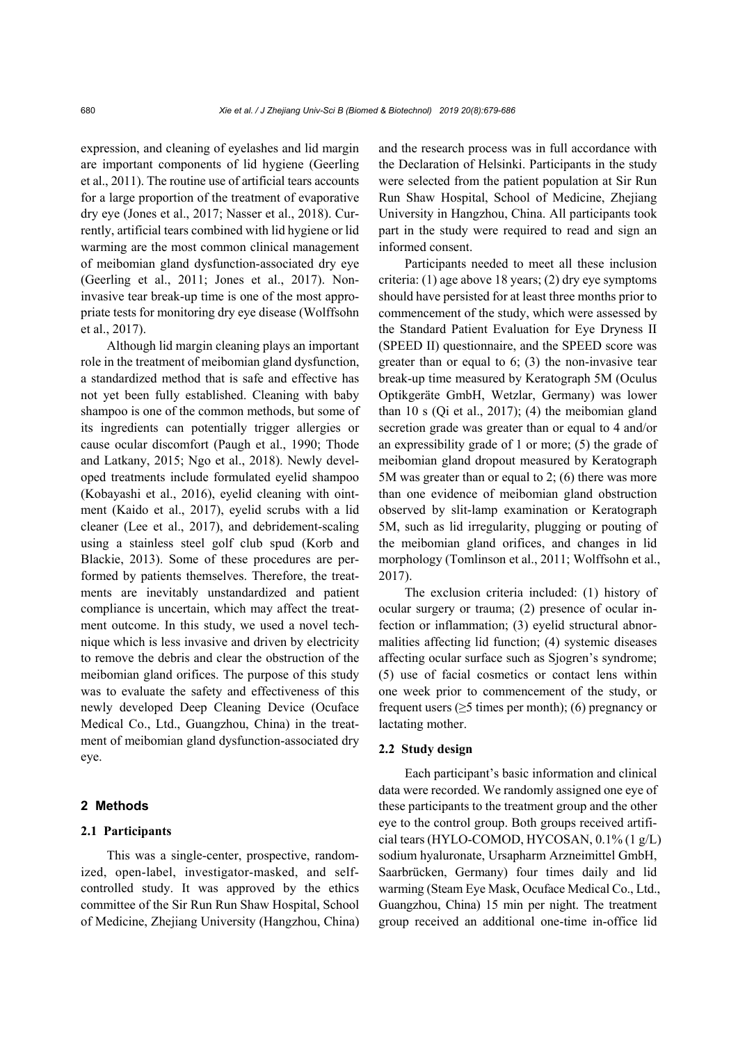expression, and cleaning of eyelashes and lid margin are important components of lid hygiene (Geerling et al., 2011). The routine use of artificial tears accounts for a large proportion of the treatment of evaporative dry eye (Jones et al., 2017; Nasser et al., 2018). Currently, artificial tears combined with lid hygiene or lid warming are the most common clinical management of meibomian gland dysfunction-associated dry eye (Geerling et al., 2011; Jones et al., 2017). Non-invasive tear break-up time is one of the most appropriate tests for monitoring dry eye disease (Wolffsohn et al., 2017).

Although lid margin cleaning plays an important role in the treatment of meibomian gland dysfunction, a standardized method that is safe and effective has not yet been fully established. Cleaning with baby shampoo is one of the common methods, but some of its ingredients can potentially trigger allergies or cause ocular discomfort (Paugh et al., 1990; Thode and Latkany, 2015; Ngo et al., 2018). Newly developed treatments include formulated eyelid shampoo (Kobayashi et al., 2016), eyelid cleaning with ointment (Kaido et al., 2017), eyelid scrubs with a lid cleaner (Lee et al., 2017), and debridement-scaling using a stainless steel golf club spud (Korb and Blackie, 2013). Some of these procedures are performed by patients themselves. Therefore, the treatments are inevitably unstandardized and patient compliance is uncertain, which may affect the treatment outcome. In this study, we used a novel technique which is less invasive and driven by electricity to remove the debris and clear the obstruction of the meibomian gland orifices. The purpose of this study was to evaluate the safety and effectiveness of this newly developed Deep Cleaning Device (Ocuface Medical Co., Ltd., Guangzhou, China) in the treatment of meibomian gland dysfunction-associated dry eye.

## 2 Methods

### 2.1 Participants

This was a single-center, prospective, randomized, open-label, investigator-masked, and self-controlled study. It was approved by the ethics committee of the Sir Run Run Shaw Hospital, School of Medicine, Zhejiang University (Hangzhou, China) and the research process was in full accordance with the Declaration of Helsinki. Participants in the study were selected from the patient population at Sir Run Run Shaw Hospital, School of Medicine, Zhejiang University in Hangzhou, China. All participants took part in the study were required to read and sign an informed consent.

Participants needed to meet all these inclusion criteria: (1) age above 18 years; (2) dry eye symptoms should have persisted for at least three months prior to commencement of the study, which were assessed by the Standard Patient Evaluation for Eye Dryness II (SPEED II) questionnaire, and the SPEED score was greater than or equal to 6; (3) the non-invasive tear break-up time measured by Keratograph 5M (Oculus Optikgeräte GmbH, Wetzlar, Germany) was lower than 10 s (Qi et al., 2017); (4) the meibomian gland secretion grade was greater than or equal to 4 and/or an expressibility grade of 1 or more; (5) the grade of meibomian gland dropout measured by Keratograph 5M was greater than or equal to 2; (6) there was more than one evidence of meibomian gland obstruction observed by slit-lamp examination or Keratograph 5M, such as lid irregularity, plugging or pouting of the meibomian gland orifices, and changes in lid morphology (Tomlinson et al., 2011; Wolffsohn et al., 2017).

The exclusion criteria included: (1) history of ocular surgery or trauma; (2) presence of ocular infection or inflammation; (3) eyelid structural abnormalities affecting lid function; (4) systemic diseases affecting ocular surface such as Sjogren's syndrome; (5) use of facial cosmetics or contact lens within one week prior to commencement of the study, or frequent users ($\geq$5 times per month); (6) pregnancy or lactating mother.

### 2.2 Study design

Each participant's basic information and clinical data were recorded. We randomly assigned one eye of these participants to the treatment group and the other eye to the control group. Both groups received artificial tears (HYLO-COMOD, HYCOSAN, 0.1% (1 g/L) sodium hyaluronate, Ursapharm Arzneimittel GmbH, Saarbrücken, Germany) four times daily and lid warming (Steam Eye Mask, Ocuface Medical Co., Ltd., Guangzhou, China) 15 min per night. The treatment group received an additional one-time in-office lid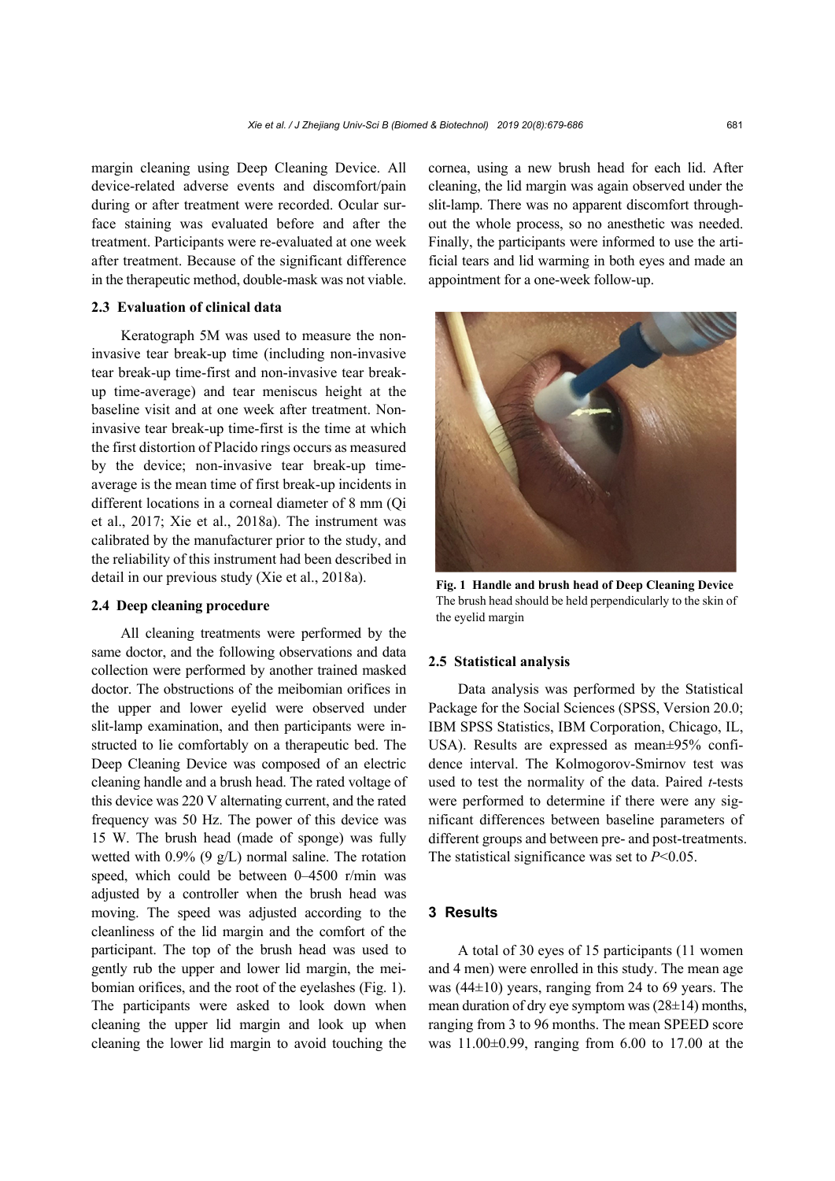margin cleaning using Deep Cleaning Device. All device-related adverse events and discomfort/pain during or after treatment were recorded. Ocular surface staining was evaluated before and after the treatment. Participants were re-evaluated at one week after treatment. Because of the significant difference in the therapeutic method, double-mask was not viable.

### 2.3 Evaluation of clinical data

Keratograph 5M was used to measure the non-invasive tear break-up time (including non-invasive tear break-up time-first and non-invasive tear break-up time-average) and tear meniscus height at the baseline visit and at one week after treatment. Non-invasive tear break-up time-first is the time at which the first distortion of Placido rings occurs as measured by the device; non-invasive tear break-up time-average is the mean time of first break-up incidents in different locations in a corneal diameter of 8 mm (Qi et al., 2017; Xie et al., 2018a). The instrument was calibrated by the manufacturer prior to the study, and the reliability of this instrument had been described in detail in our previous study (Xie et al., 2018a).

### 2.4 Deep cleaning procedure

All cleaning treatments were performed by the same doctor, and the following observations and data collection were performed by another trained masked doctor. The obstructions of the meibomian orifices in the upper and lower eyelid were observed under slit-lamp examination, and then participants were instructed to lie comfortably on a therapeutic bed. The Deep Cleaning Device was composed of an electric cleaning handle and a brush head. The rated voltage of this device was 220 V alternating current, and the rated frequency was 50 Hz. The power of this device was 15 W. The brush head (made of sponge) was fully wetted with 0.9% (9 g/L) normal saline. The rotation speed, which could be between 0–4500 r/min was adjusted by a controller when the brush head was moving. The speed was adjusted according to the cleanliness of the lid margin and the comfort of the participant. The top of the brush head was used to gently rub the upper and lower lid margin, the meibomian orifices, and the root of the eyelashes (Fig. 1). The participants were asked to look down when cleaning the upper lid margin and look up when cleaning the lower lid margin to avoid touching the cornea, using a new brush head for each lid. After cleaning, the lid margin was again observed under the slit-lamp. There was no apparent discomfort throughout the whole process, so no anesthetic was needed. Finally, the participants were informed to use the artificial tears and lid warming in both eyes and made an appointment for a one-week follow-up.

**Fig. 1 Handle and brush head of Deep Cleaning Device**
The brush head should be held perpendicularly to the skin of the eyelid margin

### 2.5 Statistical analysis

Data analysis was performed by the Statistical Package for the Social Sciences (SPSS, Version 20.0; IBM SPSS Statistics, IBM Corporation, Chicago, IL, USA). Results are expressed as mean±95% confidence interval. The Kolmogorov-Smirnov test was used to test the normality of the data. Paired *t*-tests were performed to determine if there were any significant differences between baseline parameters of different groups and between pre- and post-treatments. The statistical significance was set to $P<0.05$.

## 3 Results

A total of 30 eyes of 15 participants (11 women and 4 men) were enrolled in this study. The mean age was (44±10) years, ranging from 24 to 69 years. The mean duration of dry eye symptom was (28±14) months, ranging from 3 to 96 months. The mean SPEED score was 11.00±0.99, ranging from 6.00 to 17.00 at the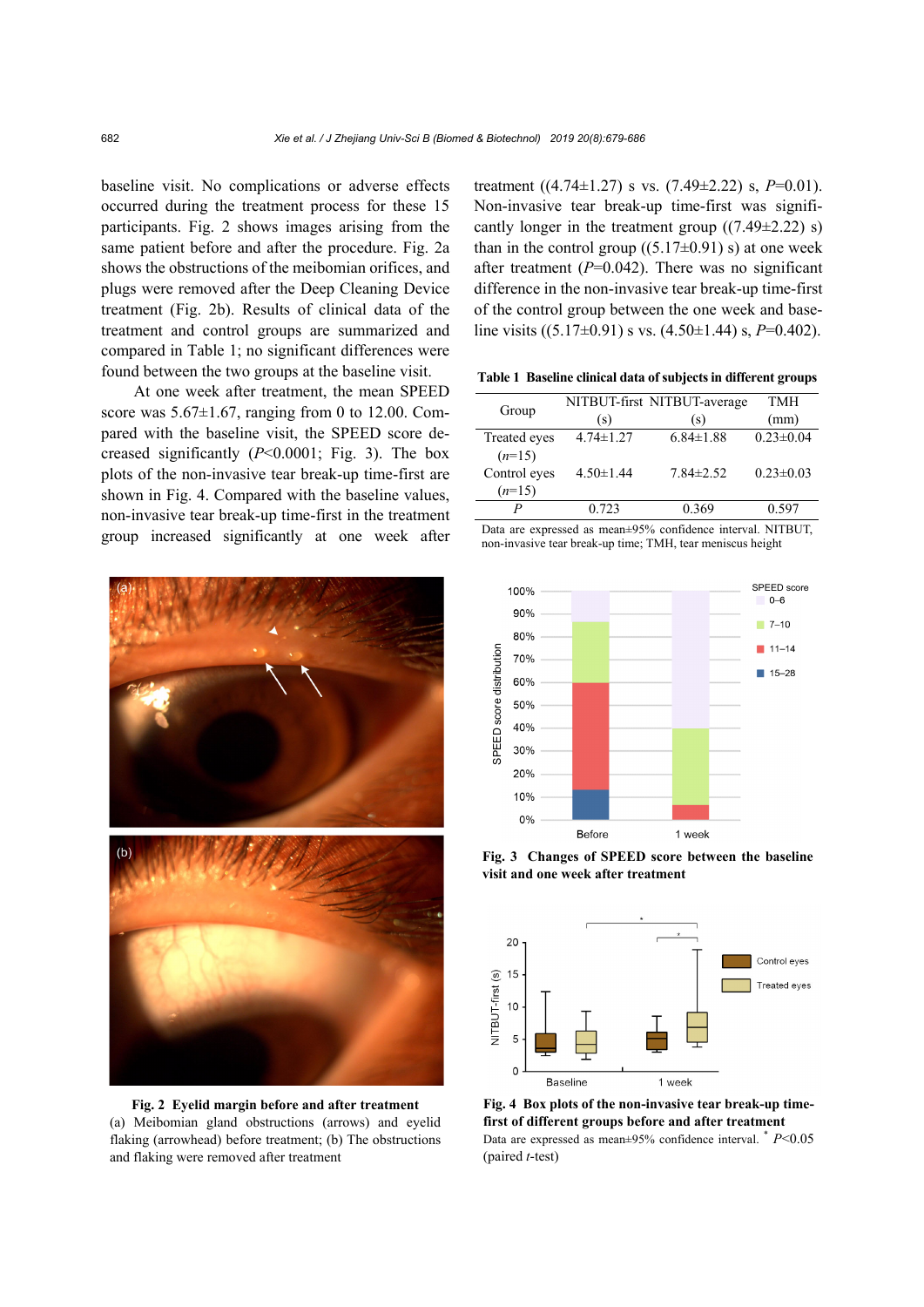baseline visit. No complications or adverse effects occurred during the treatment process for these 15 participants. Fig. 2 shows images arising from the same patient before and after the procedure. Fig. 2a shows the obstructions of the meibomian orifices, and plugs were removed after the Deep Cleaning Device treatment (Fig. 2b). Results of clinical data of the treatment and control groups are summarized and compared in Table 1; no significant differences were found between the two groups at the baseline visit.

At one week after treatment, the mean SPEED score was 5.67±1.67, ranging from 0 to 12.00. Compared with the baseline visit, the SPEED score decreased significantly ($P$<0.0001; Fig. 3). The box plots of the non-invasive tear break-up time-first are shown in Fig. 4. Compared with the baseline values, non-invasive tear break-up time-first in the treatment group increased significantly at one week after treatment ((4.74±1.27) s vs. (7.49±2.22) s, $P$=0.01). Non-invasive tear break-up time-first was significantly longer in the treatment group ((7.49±2.22) s) than in the control group ((5.17±0.91) s) at one week after treatment ($P$=0.042). There was no significant difference in the non-invasive tear break-up time-first of the control group between the one week and baseline visits ((5.17±0.91) s vs. (4.50±1.44) s, $P$=0.402).

**Table 1 Baseline clinical data of subjects in different groups**

| Group | NITBUT-first (s) | NITBUT-average (s) | TMH (mm) |
|---|---|---|---|
| Treated eyes ($n$=15) | 4.74±1.27 | 6.84±1.88 | 0.23±0.04 |
| Control eyes ($n$=15) | 4.50±1.44 | 7.84±2.52 | 0.23±0.03 |
| $P$ | 0.723 | 0.369 | 0.597 |

Data are expressed as mean±95% confidence interval. NITBUT, non-invasive tear break-up time; TMH, tear meniscus height

**Fig. 2 Eyelid margin before and after treatment**
(a) Meibomian gland obstructions (arrows) and eyelid flaking (arrowhead) before treatment; (b) The obstructions and flaking were removed after treatment

**Fig. 3 Changes of SPEED score between the baseline visit and one week after treatment**

**Fig. 4 Box plots of the non-invasive tear break-up time-first of different groups before and after treatment**
Data are expressed as mean±95% confidence interval. * $P$<0.05 (paired $t$-test)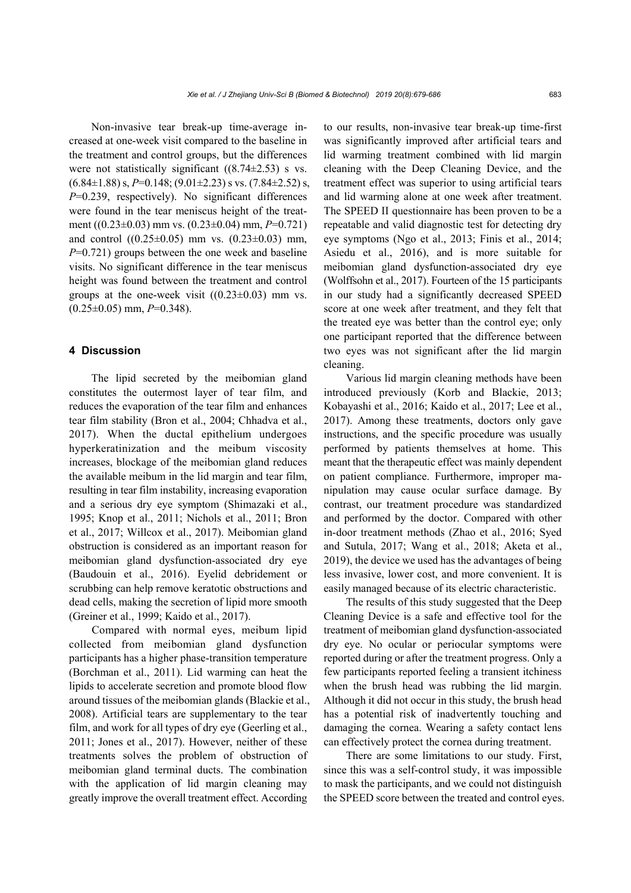Non-invasive tear break-up time-average increased at one-week visit compared to the baseline in the treatment and control groups, but the differences were not statistically significant ((8.74±2.53) s vs. (6.84±1.88) s, $P$=0.148; (9.01±2.23) s vs. (7.84±2.52) s, $P$=0.239, respectively). No significant differences were found in the tear meniscus height of the treatment ((0.23±0.03) mm vs. (0.23±0.04) mm, $P$=0.721) and control ((0.25±0.05) mm vs. (0.23±0.03) mm, $P$=0.721) groups between the one week and baseline visits. No significant difference in the tear meniscus height was found between the treatment and control groups at the one-week visit ((0.23±0.03) mm vs. (0.25±0.05) mm, $P$=0.348).

## 4 Discussion

The lipid secreted by the meibomian gland constitutes the outermost layer of tear film, and reduces the evaporation of the tear film and enhances tear film stability (Bron et al., 2004; Chhadva et al., 2017). When the ductal epithelium undergoes hyperkeratinization and the meibum viscosity increases, blockage of the meibomian gland reduces the available meibum in the lid margin and tear film, resulting in tear film instability, increasing evaporation and a serious dry eye symptom (Shimazaki et al., 1995; Knop et al., 2011; Nichols et al., 2011; Bron et al., 2017; Willcox et al., 2017). Meibomian gland obstruction is considered as an important reason for meibomian gland dysfunction-associated dry eye (Baudouin et al., 2016). Eyelid debridement or scrubbing can help remove keratotic obstructions and dead cells, making the secretion of lipid more smooth (Greiner et al., 1999; Kaido et al., 2017).

Compared with normal eyes, meibum lipid collected from meibomian gland dysfunction participants has a higher phase-transition temperature (Borchman et al., 2011). Lid warming can heat the lipids to accelerate secretion and promote blood flow around tissues of the meibomian glands (Blackie et al., 2008). Artificial tears are supplementary to the tear film, and work for all types of dry eye (Geerling et al., 2011; Jones et al., 2017). However, neither of these treatments solves the problem of obstruction of meibomian gland terminal ducts. The combination with the application of lid margin cleaning may greatly improve the overall treatment effect. According to our results, non-invasive tear break-up time-first was significantly improved after artificial tears and lid warming treatment combined with lid margin cleaning with the Deep Cleaning Device, and the treatment effect was superior to using artificial tears and lid warming alone at one week after treatment. The SPEED II questionnaire has been proven to be a repeatable and valid diagnostic test for detecting dry eye symptoms (Ngo et al., 2013; Finis et al., 2014; Asiedu et al., 2016), and is more suitable for meibomian gland dysfunction-associated dry eye (Wolffsohn et al., 2017). Fourteen of the 15 participants in our study had a significantly decreased SPEED score at one week after treatment, and they felt that the treated eye was better than the control eye; only one participant reported that the difference between two eyes was not significant after the lid margin cleaning.

Various lid margin cleaning methods have been introduced previously (Korb and Blackie, 2013; Kobayashi et al., 2016; Kaido et al., 2017; Lee et al., 2017). Among these treatments, doctors only gave instructions, and the specific procedure was usually performed by patients themselves at home. This meant that the therapeutic effect was mainly dependent on patient compliance. Furthermore, improper manipulation may cause ocular surface damage. By contrast, our treatment procedure was standardized and performed by the doctor. Compared with other in-door treatment methods (Zhao et al., 2016; Syed and Sutula, 2017; Wang et al., 2018; Aketa et al., 2019), the device we used has the advantages of being less invasive, lower cost, and more convenient. It is easily managed because of its electric characteristic.

The results of this study suggested that the Deep Cleaning Device is a safe and effective tool for the treatment of meibomian gland dysfunction-associated dry eye. No ocular or periocular symptoms were reported during or after the treatment progress. Only a few participants reported feeling a transient itchiness when the brush head was rubbing the lid margin. Although it did not occur in this study, the brush head has a potential risk of inadvertently touching and damaging the cornea. Wearing a safety contact lens can effectively protect the cornea during treatment.

There are some limitations to our study. First, since this was a self-control study, it was impossible to mask the participants, and we could not distinguish the SPEED score between the treated and control eyes.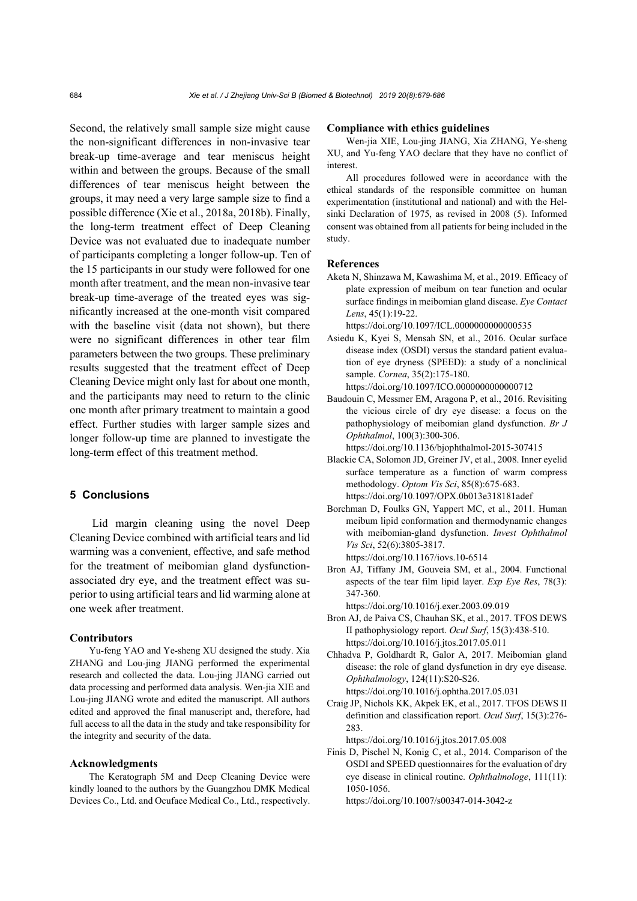Second, the relatively small sample size might cause the non-significant differences in non-invasive tear break-up time-average and tear meniscus height within and between the groups. Because of the small differences of tear meniscus height between the groups, it may need a very large sample size to find a possible difference (Xie et al., 2018a, 2018b). Finally, the long-term treatment effect of Deep Cleaning Device was not evaluated due to inadequate number of participants completing a longer follow-up. Ten of the 15 participants in our study were followed for one month after treatment, and the mean non-invasive tear break-up time-average of the treated eyes was significantly increased at the one-month visit compared with the baseline visit (data not shown), but there were no significant differences in other tear film parameters between the two groups. These preliminary results suggested that the treatment effect of Deep Cleaning Device might only last for about one month, and the participants may need to return to the clinic one month after primary treatment to maintain a good effect. Further studies with larger sample sizes and longer follow-up time are planned to investigate the long-term effect of this treatment method.

## 5 Conclusions

Lid margin cleaning using the novel Deep Cleaning Device combined with artificial tears and lid warming was a convenient, effective, and safe method for the treatment of meibomian gland dysfunction-associated dry eye, and the treatment effect was superior to using artificial tears and lid warming alone at one week after treatment.

### Contributors

Yu-feng YAO and Ye-sheng XU designed the study. Xia ZHANG and Lou-jing JIANG performed the experimental research and collected the data. Lou-jing JIANG carried out data processing and performed data analysis. Wen-jia XIE and Lou-jing JIANG wrote and edited the manuscript. All authors edited and approved the final manuscript and, therefore, had full access to all the data in the study and take responsibility for the integrity and security of the data.

### Acknowledgments

The Keratograph 5M and Deep Cleaning Device were kindly loaned to the authors by the Guangzhou DMK Medical Devices Co., Ltd. and Ocuface Medical Co., Ltd., respectively.

### Compliance with ethics guidelines

Wen-jia XIE, Lou-jing JIANG, Xia ZHANG, Ye-sheng XU, and Yu-feng YAO declare that they have no conflict of interest.

All procedures followed were in accordance with the ethical standards of the responsible committee on human experimentation (institutional and national) and with the Helsinki Declaration of 1975, as revised in 2008 (5). Informed consent was obtained from all patients for being included in the study.

### References

Aketa N, Shinzawa M, Kawashima M, et al., 2019. Efficacy of plate expression of meibum on tear function and ocular surface findings in meibomian gland disease. *Eye Contact Lens*, 45(1):19-22. https://doi.org/10.1097/ICL.0000000000000535

Asiedu K, Kyei S, Mensah SN, et al., 2016. Ocular surface disease index (OSDI) versus the standard patient evaluation of eye dryness (SPEED): a study of a nonclinical sample. *Cornea*, 35(2):175-180. https://doi.org/10.1097/ICO.0000000000000712

Baudouin C, Messmer EM, Aragona P, et al., 2016. Revisiting the vicious circle of dry eye disease: a focus on the pathophysiology of meibomian gland dysfunction. *Br J Ophthalmol*, 100(3):300-306. https://doi.org/10.1136/bjophthalmol-2015-307415

Blackie CA, Solomon JD, Greiner JV, et al., 2008. Inner eyelid surface temperature as a function of warm compress methodology. *Optom Vis Sci*, 85(8):675-683. https://doi.org/10.1097/OPX.0b013e318181adef

Borchman D, Foulks GN, Yappert MC, et al., 2011. Human meibum lipid conformation and thermodynamic changes with meibomian-gland dysfunction. *Invest Ophthalmol Vis Sci*, 52(6):3805-3817. https://doi.org/10.1167/iovs.10-6514

Bron AJ, Tiffany JM, Gouveia SM, et al., 2004. Functional aspects of the tear film lipid layer. *Exp Eye Res*, 78(3): 347-360. https://doi.org/10.1016/j.exer.2003.09.019

Bron AJ, de Paiva CS, Chauhan SK, et al., 2017. TFOS DEWS II pathophysiology report. *Ocul Surf*, 15(3):438-510. https://doi.org/10.1016/j.jtos.2017.05.011

Chhadva P, Goldhardt R, Galor A, 2017. Meibomian gland disease: the role of gland dysfunction in dry eye disease. *Ophthalmology*, 124(11):S20-S26. https://doi.org/10.1016/j.ophtha.2017.05.031

Craig JP, Nichols KK, Akpek EK, et al., 2017. TFOS DEWS II definition and classification report. *Ocul Surf*, 15(3):276-283. https://doi.org/10.1016/j.jtos.2017.05.008

Finis D, Pischel N, Konig C, et al., 2014. Comparison of the OSDI and SPEED questionnaires for the evaluation of dry eye disease in clinical routine. *Ophthalmologe*, 111(11): 1050-1056. https://doi.org/10.1007/s00347-014-3042-z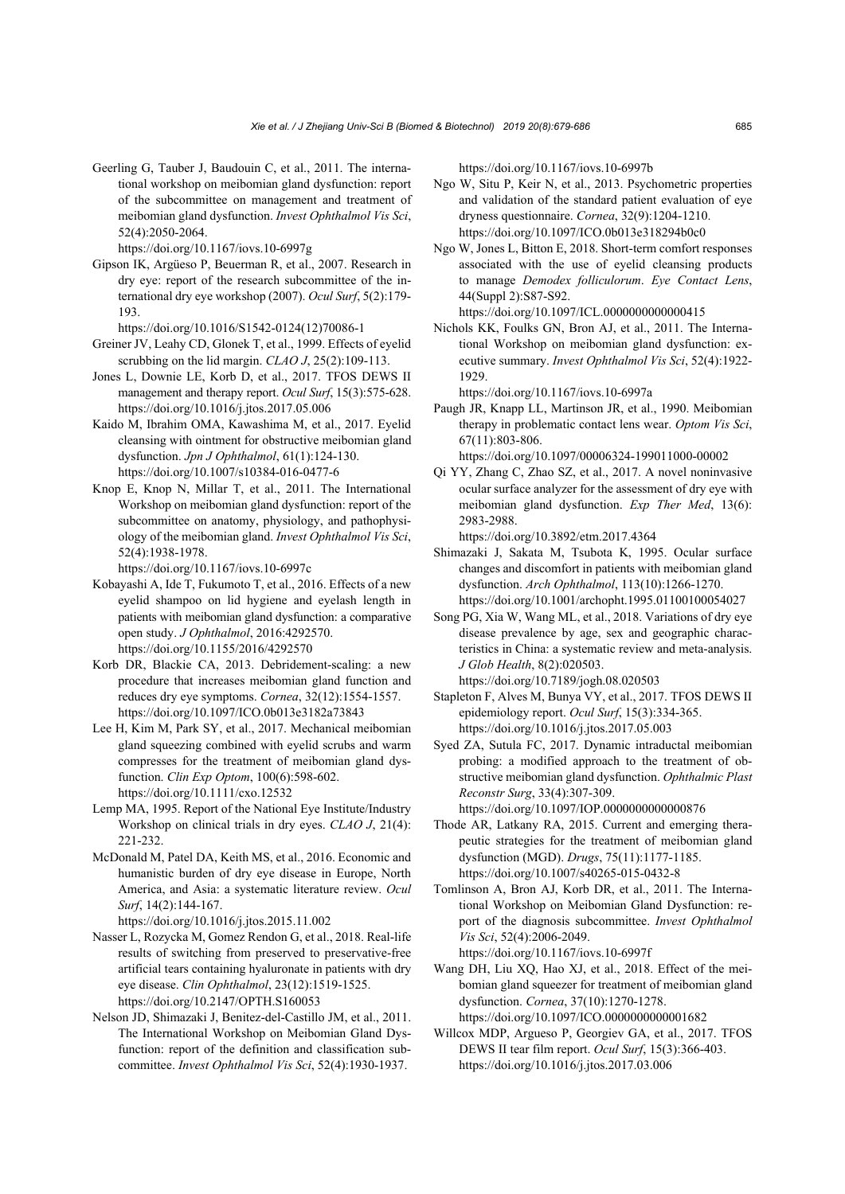Geerling G, Tauber J, Baudouin C, et al., 2011. The international workshop on meibomian gland dysfunction: report of the subcommittee on management and treatment of meibomian gland dysfunction. *Invest Ophthalmol Vis Sci*, 52(4):2050-2064.
https://doi.org/10.1167/iovs.10-6997g

Gipson IK, Argüeso P, Beuerman R, et al., 2007. Research in dry eye: report of the research subcommittee of the international dry eye workshop (2007). *Ocul Surf*, 5(2):179-193.
https://doi.org/10.1016/S1542-0124(12)70086-1

Greiner JV, Leahy CD, Glonek T, et al., 1999. Effects of eyelid scrubbing on the lid margin. *CLAO J*, 25(2):109-113.

Jones L, Downie LE, Korb D, et al., 2017. TFOS DEWS II management and therapy report. *Ocul Surf*, 15(3):575-628.
https://doi.org/10.1016/j.jtos.2017.05.006

Kaido M, Ibrahim OMA, Kawashima M, et al., 2017. Eyelid cleansing with ointment for obstructive meibomian gland dysfunction. *Jpn J Ophthalmol*, 61(1):124-130.
https://doi.org/10.1007/s10384-016-0477-6

Knop E, Knop N, Millar T, et al., 2011. The International Workshop on meibomian gland dysfunction: report of the subcommittee on anatomy, physiology, and pathophysiology of the meibomian gland. *Invest Ophthalmol Vis Sci*, 52(4):1938-1978.
https://doi.org/10.1167/iovs.10-6997c

Kobayashi A, Ide T, Fukumoto T, et al., 2016. Effects of a new eyelid shampoo on lid hygiene and eyelash length in patients with meibomian gland dysfunction: a comparative open study. *J Ophthalmol*, 2016:4292570.
https://doi.org/10.1155/2016/4292570

Korb DR, Blackie CA, 2013. Debridement-scaling: a new procedure that increases meibomian gland function and reduces dry eye symptoms. *Cornea*, 32(12):1554-1557.
https://doi.org/10.1097/ICO.0b013e3182a73843

Lee H, Kim M, Park SY, et al., 2017. Mechanical meibomian gland squeezing combined with eyelid scrubs and warm compresses for the treatment of meibomian gland dysfunction. *Clin Exp Optom*, 100(6):598-602.
https://doi.org/10.1111/cxo.12532

Lemp MA, 1995. Report of the National Eye Institute/Industry Workshop on clinical trials in dry eyes. *CLAO J*, 21(4):221-232.

McDonald M, Patel DA, Keith MS, et al., 2016. Economic and humanistic burden of dry eye disease in Europe, North America, and Asia: a systematic literature review. *Ocul Surf*, 14(2):144-167.
https://doi.org/10.1016/j.jtos.2015.11.002

Nasser L, Rozycka M, Gomez Rendon G, et al., 2018. Real-life results of switching from preserved to preservative-free artificial tears containing hyaluronate in patients with dry eye disease. *Clin Ophthalmol*, 23(12):1519-1525.
https://doi.org/10.2147/OPTH.S160053

Nelson JD, Shimazaki J, Benitez-del-Castillo JM, et al., 2011. The International Workshop on Meibomian Gland Dysfunction: report of the definition and classification subcommittee. *Invest Ophthalmol Vis Sci*, 52(4):1930-1937.
https://doi.org/10.1167/iovs.10-6997b

Ngo W, Situ P, Keir N, et al., 2013. Psychometric properties and validation of the standard patient evaluation of eye dryness questionnaire. *Cornea*, 32(9):1204-1210.
https://doi.org/10.1097/ICO.0b013e318294b0c0

Ngo W, Jones L, Bitton E, 2018. Short-term comfort responses associated with the use of eyelid cleansing products to manage *Demodex folliculorum*. *Eye Contact Lens*, 44(Suppl 2):S87-S92.
https://doi.org/10.1097/ICL.0000000000000415

Nichols KK, Foulks GN, Bron AJ, et al., 2011. The International Workshop on meibomian gland dysfunction: executive summary. *Invest Ophthalmol Vis Sci*, 52(4):1922-1929.
https://doi.org/10.1167/iovs.10-6997a

Paugh JR, Knapp LL, Martinson JR, et al., 1990. Meibomian therapy in problematic contact lens wear. *Optom Vis Sci*, 67(11):803-806.
https://doi.org/10.1097/00006324-199011000-00002

Qi YY, Zhang C, Zhao SZ, et al., 2017. A novel noninvasive ocular surface analyzer for the assessment of dry eye with meibomian gland dysfunction. *Exp Ther Med*, 13(6):2983-2988.
https://doi.org/10.3892/etm.2017.4364

Shimazaki J, Sakata M, Tsubota K, 1995. Ocular surface changes and discomfort in patients with meibomian gland dysfunction. *Arch Ophthalmol*, 113(10):1266-1270.
https://doi.org/10.1001/archopht.1995.01100100054027

Song PG, Xia W, Wang ML, et al., 2018. Variations of dry eye disease prevalence by age, sex and geographic characteristics in China: a systematic review and meta-analysis. *J Glob Health*, 8(2):020503.
https://doi.org/10.7189/jogh.08.020503

Stapleton F, Alves M, Bunya VY, et al., 2017. TFOS DEWS II epidemiology report. *Ocul Surf*, 15(3):334-365.
https://doi.org/10.1016/j.jtos.2017.05.003

Syed ZA, Sutula FC, 2017. Dynamic intraductal meibomian probing: a modified approach to the treatment of obstructive meibomian gland dysfunction. *Ophthalmic Plast Reconstr Surg*, 33(4):307-309.
https://doi.org/10.1097/IOP.0000000000000876

Thode AR, Latkany RA, 2015. Current and emerging therapeutic strategies for the treatment of meibomian gland dysfunction (MGD). *Drugs*, 75(11):1177-1185.
https://doi.org/10.1007/s40265-015-0432-8

Tomlinson A, Bron AJ, Korb DR, et al., 2011. The International Workshop on Meibomian Gland Dysfunction: report of the diagnosis subcommittee. *Invest Ophthalmol Vis Sci*, 52(4):2006-2049.
https://doi.org/10.1167/iovs.10-6997f

Wang DH, Liu XQ, Hao XJ, et al., 2018. Effect of the meibomian gland squeezer for treatment of meibomian gland dysfunction. *Cornea*, 37(10):1270-1278.
https://doi.org/10.1097/ICO.0000000000001682

Willcox MDP, Argueso P, Georgiev GA, et al., 2017. TFOS DEWS II tear film report. *Ocul Surf*, 15(3):366-403.
https://doi.org/10.1016/j.jtos.2017.03.006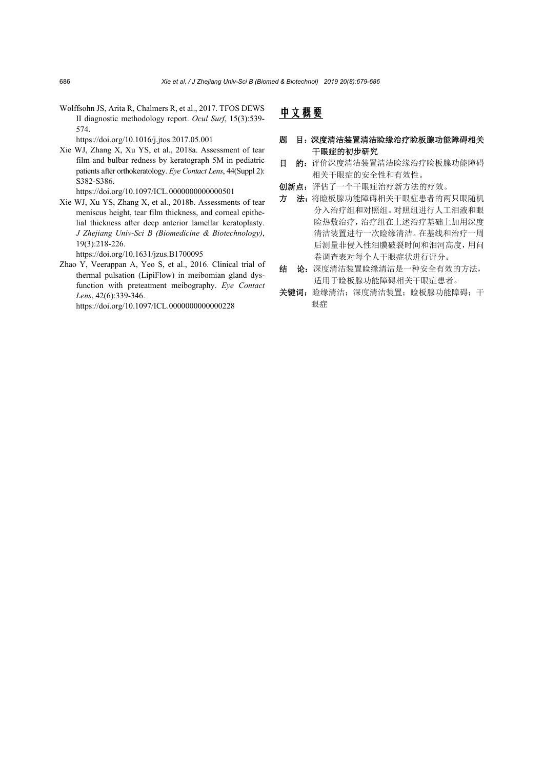Wolffsohn JS, Arita R, Chalmers R, et al., 2017. TFOS DEWS II diagnostic methodology report. *Ocul Surf*, 15(3):539-574.
https://doi.org/10.1016/j.jtos.2017.05.001

Xie WJ, Zhang X, Xu YS, et al., 2018a. Assessment of tear film and bulbar redness by keratograph 5M in pediatric patients after orthokeratology. *Eye Contact Lens*, 44(Suppl 2): S382-S386.
https://doi.org/10.1097/ICL.0000000000000501

Xie WJ, Xu YS, Zhang X, et al., 2018b. Assessments of tear meniscus height, tear film thickness, and corneal epithelial thickness after deep anterior lamellar keratoplasty. *J Zhejiang Univ-Sci B (Biomedicine & Biotechnology)*, 19(3):218-226.
https://doi.org/10.1631/jzus.B1700095

Zhao Y, Veerappan A, Yeo S, et al., 2016. Clinical trial of thermal pulsation (LipiFlow) in meibomian gland dysfunction with preteatment meibography. *Eye Contact Lens*, 42(6):339-346.
https://doi.org/10.1097/ICL.0000000000000228

## 中文概要

**题　目：深度清洁装置清洁睑缘治疗睑板腺功能障碍相关干眼症的初步研究**

**目　的：**评价深度清洁装置清洁睑缘治疗睑板腺功能障碍相关干眼症的安全性和有效性。

**创新点：**评估了一个干眼症治疗新方法的疗效。

**方　法：**将睑板腺功能障碍相关干眼症患者的两只眼随机分入治疗组和对照组。对照组进行人工泪液和眼睑热敷治疗，治疗组在上述治疗基础上加用深度清洁装置进行一次睑缘清洁。在基线和治疗一周后测量非侵入性泪膜破裂时间和泪河高度，用问卷调查表对每个人干眼症状进行评分。

**结　论：**深度清洁装置睑缘清洁是一种安全有效的方法，适用于睑板腺功能障碍相关干眼症患者。

**关键词：**睑缘清洁；深度清洁装置；睑板腺功能障碍；干眼症